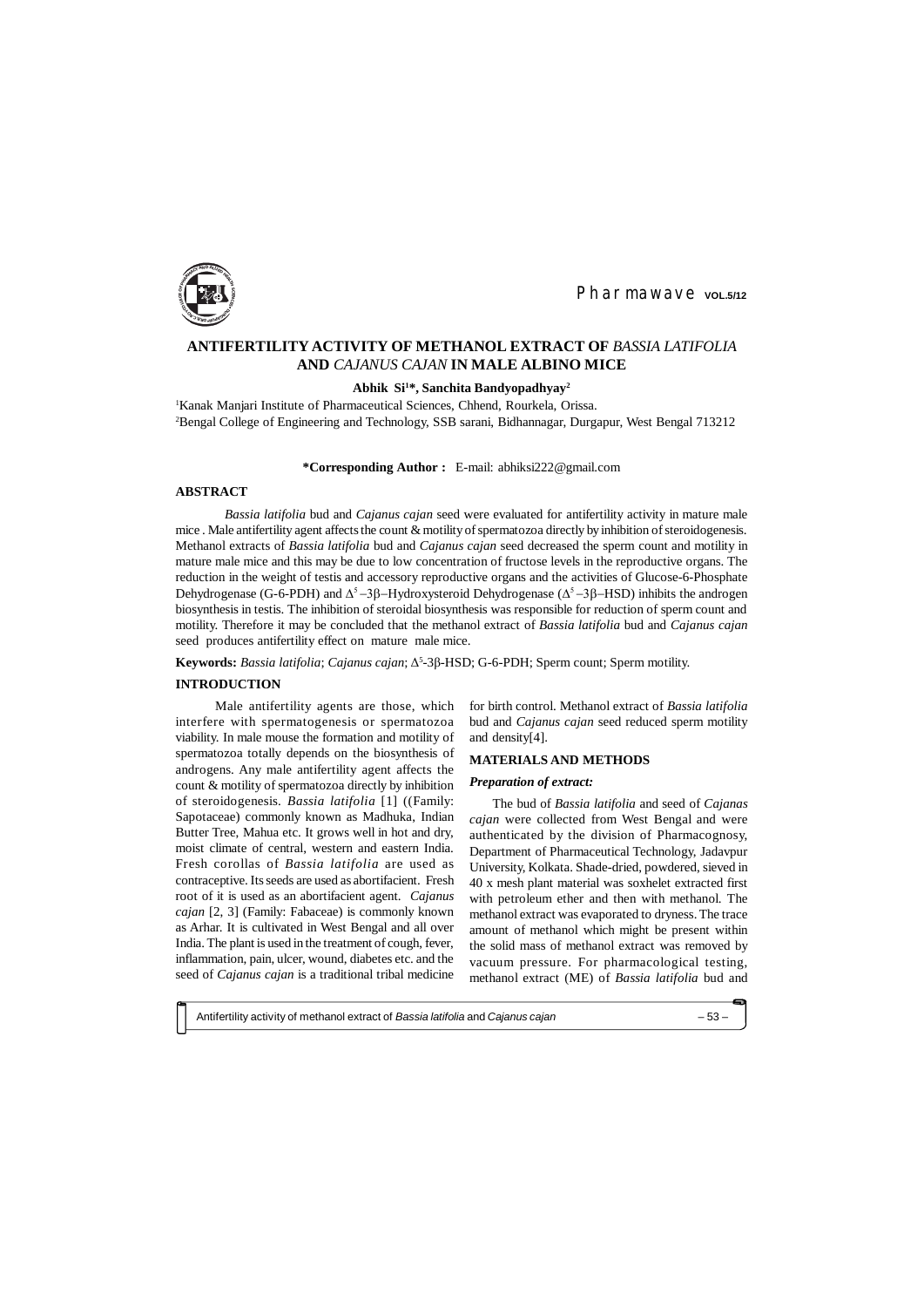# ANTIFERTILITY ACTIVITY OF METHANOL EXTRACT OF *BASSIA LATIFOLIA* AND *CAJANUS CAJAN* IN MALE ALBINO MICE

**Abhik Si[1]\*, Sanchita Bandyopadhyay[2]**

[1]Kanak Manjari Institute of Pharmaceutical Sciences, Chhend, Rourkela, Orissa.

[2]Bengal College of Engineering and Technology, SSB sarani, Bidhannagar, Durgapur, West Bengal 713212

**\*Corresponding Author :** E-mail: abhiksi222@gmail.com

## ABSTRACT

*Bassia latifolia* bud and *Cajanus cajan* seed were evaluated for antifertility activity in mature male mice . Male antifertility agent affects the count & motility of spermatozoa directly by inhibition of steroidogenesis. Methanol extracts of *Bassia latifolia* bud and *Cajanus cajan* seed decreased the sperm count and motility in mature male mice and this may be due to low concentration of fructose levels in the reproductive organs. The reduction in the weight of testis and accessory reproductive organs and the activities of Glucose-6-Phosphate Dehydrogenase (G-6-PDH) and $\Delta^5$–3β–Hydroxysteroid Dehydrogenase ($\Delta^5$–3β–HSD) inhibits the androgen biosynthesis in testis. The inhibition of steroidal biosynthesis was responsible for reduction of sperm count and motility. Therefore it may be concluded that the methanol extract of *Bassia latifolia* bud and *Cajanus cajan* seed produces antifertility effect on mature male mice.

**Keywords:** *Bassia latifolia*; *Cajanus cajan*; $\Delta^5$-3β-HSD; G-6-PDH; Sperm count; Sperm motility.

## INTRODUCTION

Male antifertility agents are those, which interfere with spermatogenesis or spermatozoa viability. In male mouse the formation and motility of spermatozoa totally depends on the biosynthesis of androgens. Any male antifertility agent affects the count & motility of spermatozoa directly by inhibition of steroidogenesis. *Bassia latifolia* [1] ((Family: Sapotaceae) commonly known as Madhuka, Indian Butter Tree, Mahua etc. It grows well in hot and dry, moist climate of central, western and eastern India. Fresh corollas of *Bassia latifolia* are used as contraceptive. Its seeds are used as abortifacient. Fresh root of it is used as an abortifacient agent. *Cajanus cajan* [2, 3] (Family: Fabaceae) is commonly known as Arhar. It is cultivated in West Bengal and all over India. The plant is used in the treatment of cough, fever, inflammation, pain, ulcer, wound, diabetes etc. and the seed of *Cajanus cajan* is a traditional tribal medicine for birth control. Methanol extract of *Bassia latifolia* bud and *Cajanus cajan* seed reduced sperm motility and density[4].

## MATERIALS AND METHODS

### *Preparation of extract:*

The bud of *Bassia latifolia* and seed of *Cajanas cajan* were collected from West Bengal and were authenticated by the division of Pharmacognosy, Department of Pharmaceutical Technology, Jadavpur University, Kolkata. Shade-dried, powdered, sieved in 40 x mesh plant material was soxhelet extracted first with petroleum ether and then with methanol. The methanol extract was evaporated to dryness. The trace amount of methanol which might be present within the solid mass of methanol extract was removed by vacuum pressure. For pharmacological testing, methanol extract (ME) of *Bassia latifolia* bud and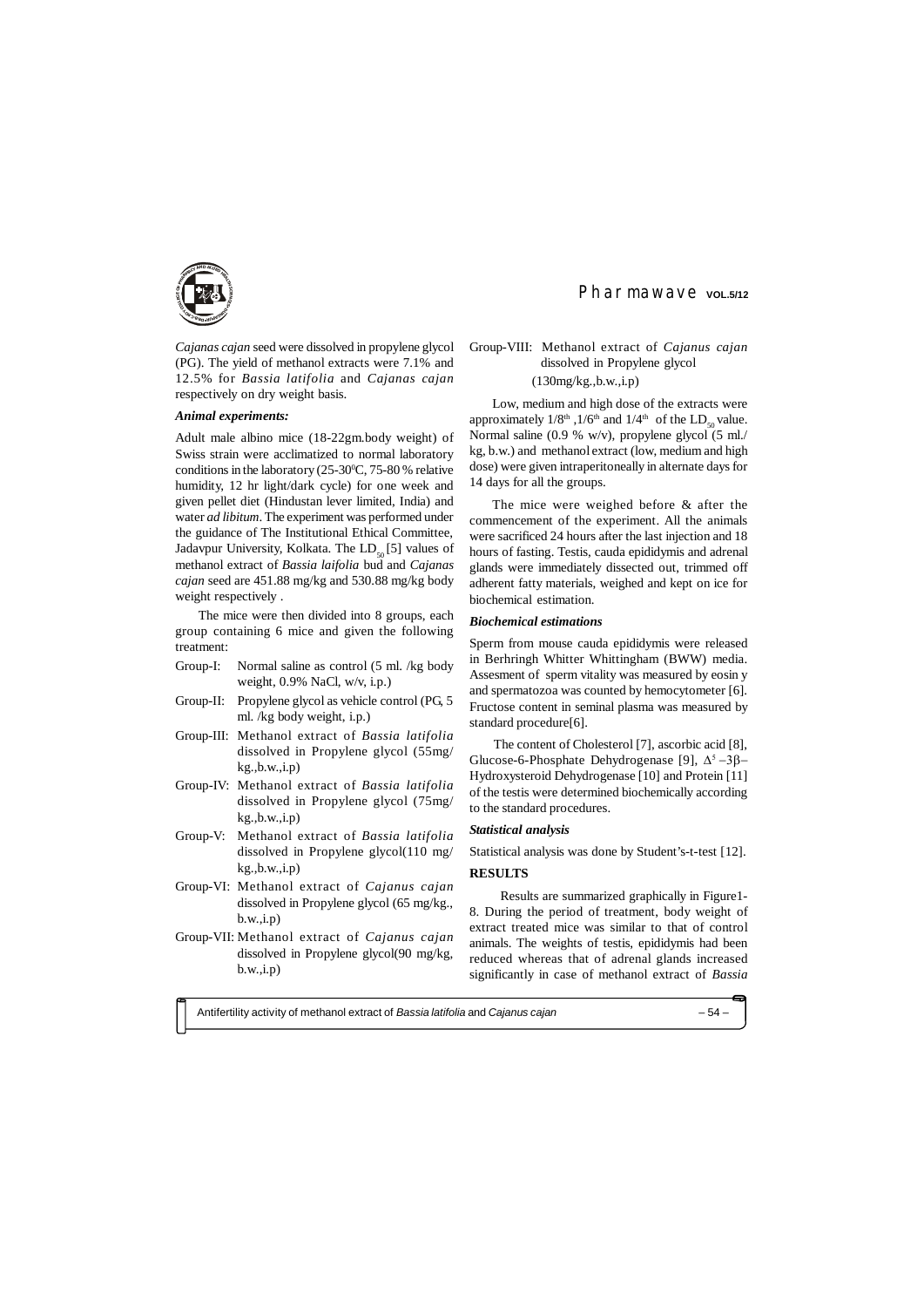*Cajanas cajan* seed were dissolved in propylene glycol (PG). The yield of methanol extracts were 7.1% and 12.5% for *Bassia latifolia* and *Cajanas cajan* respectively on dry weight basis.

### *Animal experiments:*

Adult male albino mice (18-22gm.body weight) of Swiss strain were acclimatized to normal laboratory conditions in the laboratory (25-30$^0$C, 75-80 % relative humidity, 12 hr light/dark cycle) for one week and given pellet diet (Hindustan lever limited, India) and water *ad libitum*. The experiment was performed under the guidance of The Institutional Ethical Committee, Jadavpur University, Kolkata. The $LD_{50}$ [5] values of methanol extract of *Bassia laifolia* bud and *Cajanas cajan* seed are 451.88 mg/kg and 530.88 mg/kg body weight respectively .

The mice were then divided into 8 groups, each group containing 6 mice and given the following treatment:

- Group-I: Normal saline as control (5 ml. /kg body weight, 0.9% NaCl, w/v, i.p.)
- Group-II: Propylene glycol as vehicle control (PG, 5 ml. /kg body weight, i.p.)
- Group-III: Methanol extract of *Bassia latifolia* dissolved in Propylene glycol (55mg/ kg.,b.w.,i.p)
- Group-IV: Methanol extract of *Bassia latifolia* dissolved in Propylene glycol (75mg/ kg.,b.w.,i.p)
- Group-V: Methanol extract of *Bassia latifolia* dissolved in Propylene glycol(110 mg/ kg.,b.w.,i.p)
- Group-VI: Methanol extract of *Cajanus cajan* dissolved in Propylene glycol (65 mg/kg., b.w.,i.p)
- Group-VII: Methanol extract of *Cajanus cajan* dissolved in Propylene glycol(90 mg/kg, b.w.,i.p)
- Group-VIII: Methanol extract of *Cajanus cajan* dissolved in Propylene glycol (130mg/kg.,b.w.,i.p)

Low, medium and high dose of the extracts were approximately 1/8$^{th}$ ,1/6$^{th}$ and 1/4$^{th}$ of the $LD_{50}$ value. Normal saline (0.9 % w/v), propylene glycol (5 ml./ kg, b.w.) and methanol extract (low, medium and high dose) were given intraperitoneally in alternate days for 14 days for all the groups.

The mice were weighed before & after the commencement of the experiment. All the animals were sacrificed 24 hours after the last injection and 18 hours of fasting. Testis, cauda epididymis and adrenal glands were immediately dissected out, trimmed off adherent fatty materials, weighed and kept on ice for biochemical estimation.

### *Biochemical estimations*

Sperm from mouse cauda epididymis were released in Berhringh Whitter Whittingham (BWW) media. Assesment of sperm vitality was measured by eosin y and spermatozoa was counted by hemocytometer [6]. Fructose content in seminal plasma was measured by standard procedure[6].

The content of Cholesterol [7], ascorbic acid [8], Glucose-6-Phosphate Dehydrogenase [9], $\Delta^5-3\beta-$ Hydroxysteroid Dehydrogenase [10] and Protein [11] of the testis were determined biochemically according to the standard procedures.

### *Statistical analysis*

Statistical analysis was done by Student's-t-test [12].

## RESULTS

Results are summarized graphically in Figure1-8. During the period of treatment, body weight of extract treated mice was similar to that of control animals. The weights of testis, epididymis had been reduced whereas that of adrenal glands increased significantly in case of methanol extract of *Bassia*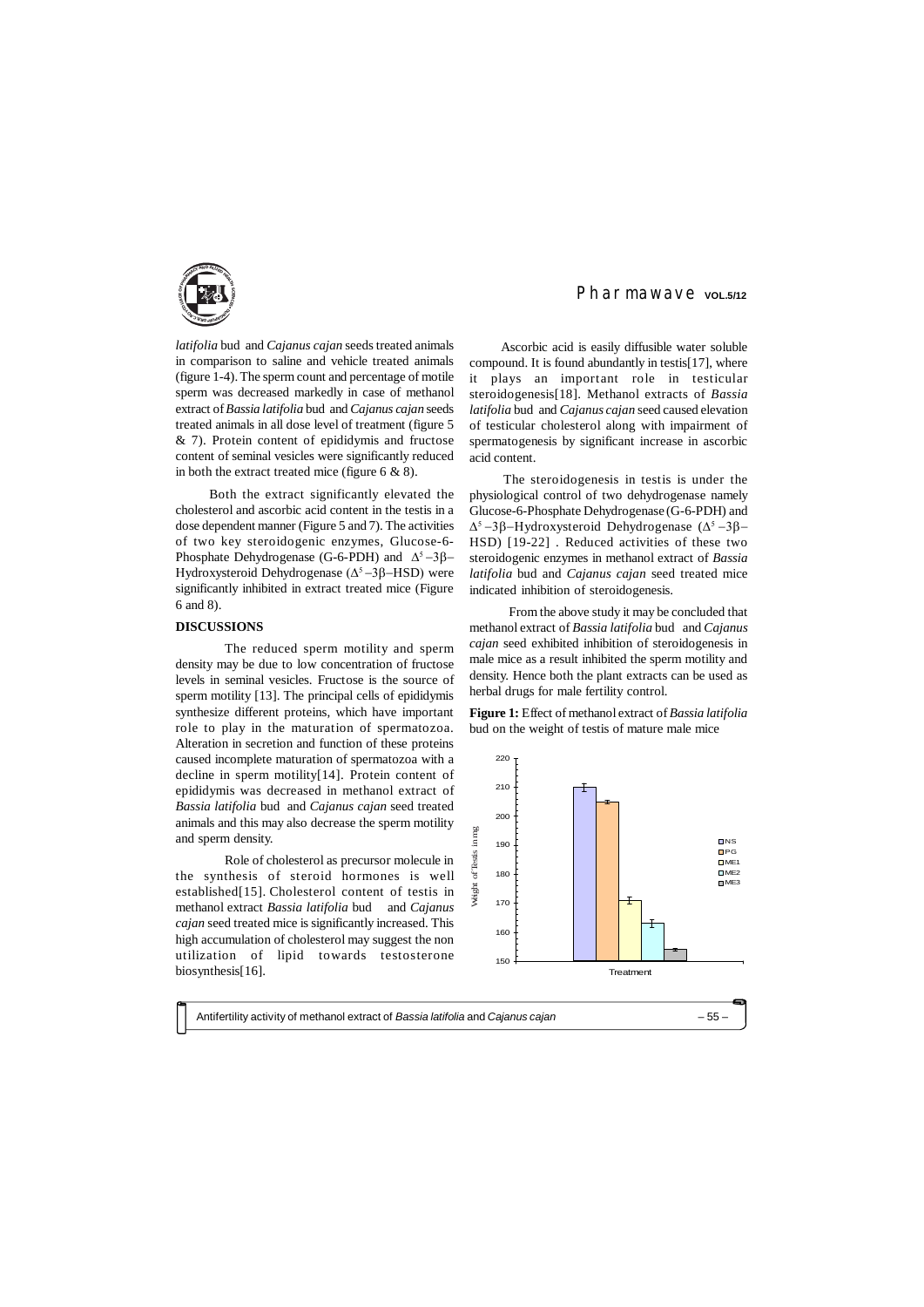*latifolia* bud and *Cajanus cajan* seeds treated animals in comparison to saline and vehicle treated animals (figure 1-4). The sperm count and percentage of motile sperm was decreased markedly in case of methanol extract of *Bassia latifolia* bud and *Cajanus cajan* seeds treated animals in all dose level of treatment (figure 5 & 7). Protein content of epididymis and fructose content of seminal vesicles were significantly reduced in both the extract treated mice (figure 6 & 8).

Both the extract significantly elevated the cholesterol and ascorbic acid content in the testis in a dose dependent manner (Figure 5 and 7). The activities of two key steroidogenic enzymes, Glucose-6-Phosphate Dehydrogenase (G-6-PDH) and $\Delta^5$–3β–Hydroxysteroid Dehydrogenase ($\Delta^5$–3β–HSD) were significantly inhibited in extract treated mice (Figure 6 and 8).

## DISCUSSIONS

The reduced sperm motility and sperm density may be due to low concentration of fructose levels in seminal vesicles. Fructose is the source of sperm motility [13]. The principal cells of epididymis synthesize different proteins, which have important role to play in the maturation of spermatozoa. Alteration in secretion and function of these proteins caused incomplete maturation of spermatozoa with a decline in sperm motility[14]. Protein content of epididymis was decreased in methanol extract of *Bassia latifolia* bud and *Cajanus cajan* seed treated animals and this may also decrease the sperm motility and sperm density.

Role of cholesterol as precursor molecule in the synthesis of steroid hormones is well established[15]. Cholesterol content of testis in methanol extract *Bassia latifolia* bud and *Cajanus cajan* seed treated mice is significantly increased. This high accumulation of cholesterol may suggest the non utilization of lipid towards testosterone biosynthesis[16].

Ascorbic acid is easily diffusible water soluble compound. It is found abundantly in testis[17], where it plays an important role in testicular steroidogenesis[18]. Methanol extracts of *Bassia latifolia* bud and *Cajanus cajan* seed caused elevation of testicular cholesterol along with impairment of spermatogenesis by significant increase in ascorbic acid content.

The steroidogenesis in testis is under the physiological control of two dehydrogenase namely Glucose-6-Phosphate Dehydrogenase (G-6-PDH) and $\Delta^5$–3β–Hydroxysteroid Dehydrogenase ($\Delta^5$–3β–HSD) [19-22] . Reduced activities of these two steroidogenic enzymes in methanol extract of *Bassia latifolia* bud and *Cajanus cajan* seed treated mice indicated inhibition of steroidogenesis.

From the above study it may be concluded that methanol extract of *Bassia latifolia* bud and *Cajanus cajan* seed exhibited inhibition of steroidogenesis in male mice as a result inhibited the sperm motility and density. Hence both the plant extracts can be used as herbal drugs for male fertility control.

**Figure 1:** Effect of methanol extract of *Bassia latifolia* bud on the weight of testis of mature male mice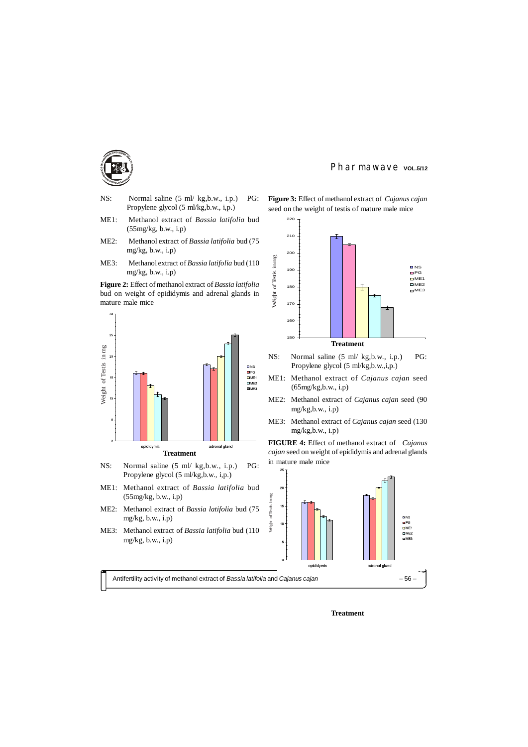NS: Normal saline (5 ml/ kg,b.w., i.p.) PG: Propylene glycol (5 ml/kg,b.w., i,p.)

ME1: Methanol extract of *Bassia latifolia* bud (55mg/kg, b.w., i.p)

ME2: Methanol extract of *Bassia latifolia* bud (75 mg/kg, b.w., i.p)

ME3: Methanol extract of *Bassia latifolia* bud (110 mg/kg, b.w., i.p)

**Figure 2:** Effect of methanol extract of *Bassia latifolia* bud on weight of epididymis and adrenal glands in mature male mice

**Treatment**

NS: Normal saline (5 ml/ kg,b.w., i.p.) PG: Propylene glycol (5 ml/kg,b.w., i,p.)

ME1: Methanol extract of *Bassia latifolia* bud (55mg/kg, b.w., i.p)

ME2: Methanol extract of *Bassia latifolia* bud (75 mg/kg, b.w., i.p)

ME3: Methanol extract of *Bassia latifolia* bud (110 mg/kg, b.w., i.p)

**Figure 3:** Effect of methanol extract of *Cajanus cajan* seed on the weight of testis of mature male mice

**Treatment**

NS: Normal saline (5 ml/ kg,b.w., i.p.) PG: Propylene glycol (5 ml/kg,b.w.,i,p.)

ME1: Methanol extract of *Cajanus cajan* seed (65mg/kg,b.w., i.p)

ME2: Methanol extract of *Cajanus cajan* seed (90 mg/kg,b.w., i.p)

ME3: Methanol extract of *Cajanus cajan* seed (130 mg/kg,b.w., i.p)

**FIGURE 4:** Effect of methanol extract of *Cajanus cajan* seed on weight of epididymis and adrenal glands in mature male mice

**Treatment**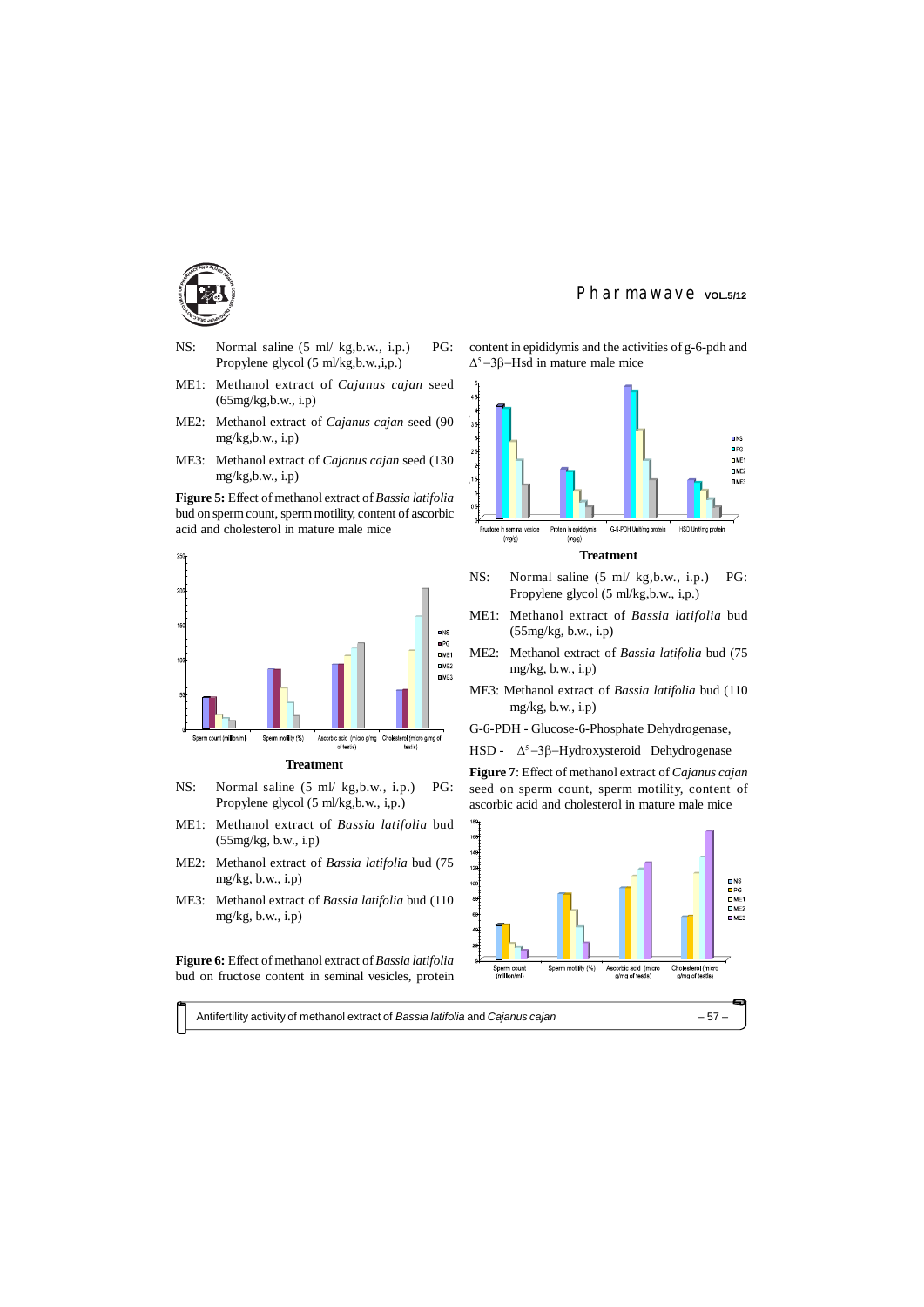NS: Normal saline (5 ml/ kg,b.w., i.p.) PG: Propylene glycol (5 ml/kg,b.w.,i,p.)

ME1: Methanol extract of *Cajanus cajan* seed (65mg/kg,b.w., i.p)

ME2: Methanol extract of *Cajanus cajan* seed (90 mg/kg,b.w., i.p)

ME3: Methanol extract of *Cajanus cajan* seed (130 mg/kg,b.w., i.p)

**Figure 5:** Effect of methanol extract of *Bassia latifolia* bud on sperm count, sperm motility, content of ascorbic acid and cholesterol in mature male mice

**Treatment**

NS: Normal saline (5 ml/ kg,b.w., i.p.) PG: Propylene glycol (5 ml/kg,b.w., i,p.)

ME1: Methanol extract of *Bassia latifolia* bud (55mg/kg, b.w., i.p)

ME2: Methanol extract of *Bassia latifolia* bud (75 mg/kg, b.w., i.p)

ME3: Methanol extract of *Bassia latifolia* bud (110 mg/kg, b.w., i.p)

**Figure 6:** Effect of methanol extract of *Bassia latifolia* bud on fructose content in seminal vesicles, protein content in epididymis and the activities of g-6-pdh and $\Delta^5$–3β–Hsd in mature male mice

**Treatment**

NS: Normal saline (5 ml/ kg,b.w., i.p.) PG: Propylene glycol (5 ml/kg,b.w., i,p.)

ME1: Methanol extract of *Bassia latifolia* bud (55mg/kg, b.w., i.p)

ME2: Methanol extract of *Bassia latifolia* bud (75 mg/kg, b.w., i.p)

ME3: Methanol extract of *Bassia latifolia* bud (110 mg/kg, b.w., i.p)

G-6-PDH - Glucose-6-Phosphate Dehydrogenase,

HSD - $\Delta^5$–3β–Hydroxysteroid Dehydrogenase

**Figure 7**: Effect of methanol extract of *Cajanus cajan* seed on sperm count, sperm motility, content of ascorbic acid and cholesterol in mature male mice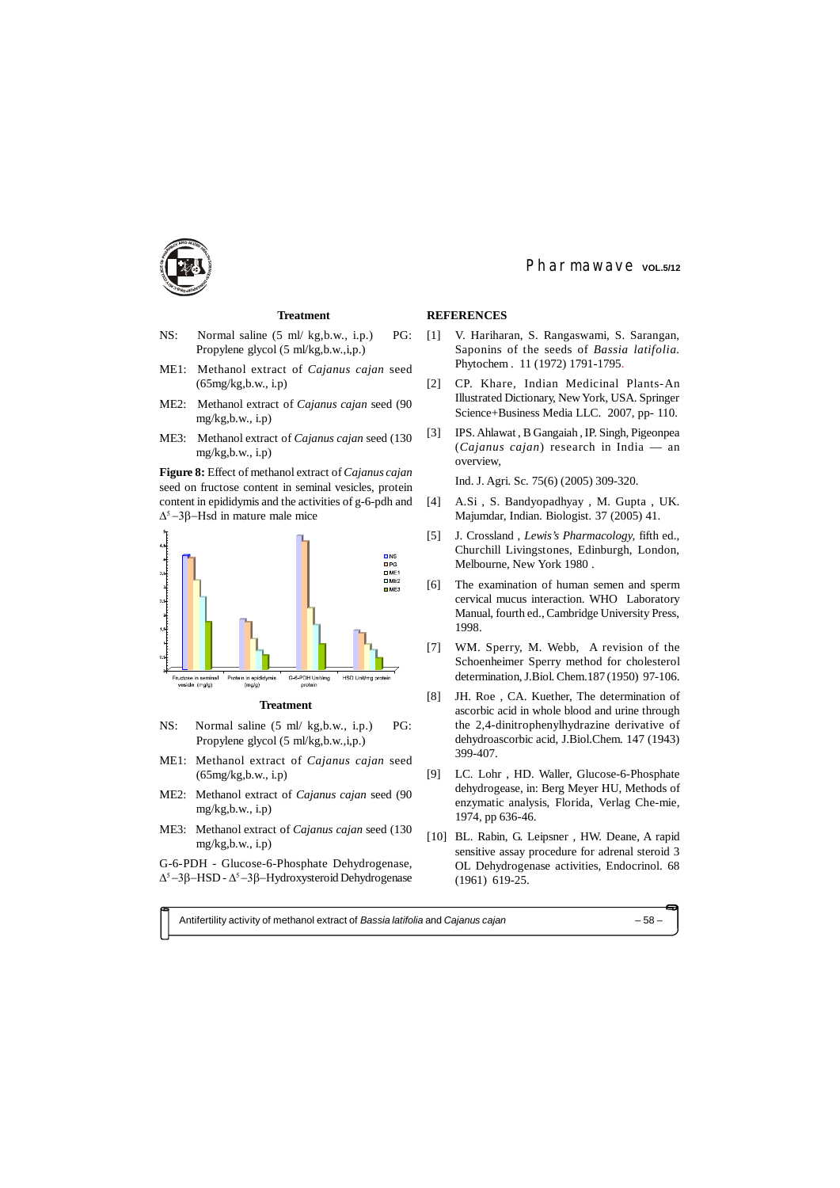**Treatment**

- NS: Normal saline (5 ml/ kg,b.w., i.p.) PG: Propylene glycol (5 ml/kg,b.w.,i,p.)
- ME1: Methanol extract of *Cajanus cajan* seed (65mg/kg,b.w., i.p)
- ME2: Methanol extract of *Cajanus cajan* seed (90 mg/kg,b.w., i.p)
- ME3: Methanol extract of *Cajanus cajan* seed (130 mg/kg,b.w., i.p)

**Figure 8:** Effect of methanol extract of *Cajanus cajan* seed on fructose content in seminal vesicles, protein content in epididymis and the activities of g-6-pdh and $\Delta^5$–3β–Hsd in mature male mice

**Treatment**

- NS: Normal saline (5 ml/ kg,b.w., i.p.) PG: Propylene glycol (5 ml/kg,b.w.,i,p.)
- ME1: Methanol extract of *Cajanus cajan* seed (65mg/kg,b.w., i.p)
- ME2: Methanol extract of *Cajanus cajan* seed (90 mg/kg,b.w., i.p)
- ME3: Methanol extract of *Cajanus cajan* seed (130 mg/kg,b.w., i.p)

G-6-PDH - Glucose-6-Phosphate Dehydrogenase, $\Delta^5$–3β–HSD - $\Delta^5$–3β–Hydroxysteroid Dehydrogenase

## REFERENCES

[1] V. Hariharan, S. Rangaswami, S. Sarangan, Saponins of the seeds of *Bassia latifolia*. Phytochem . 11 (1972) 1791-1795.

[2] CP. Khare, Indian Medicinal Plants-An Illustrated Dictionary, New York, USA. Springer Science+Business Media LLC. 2007, pp- 110.

[3] IPS. Ahlawat , B Gangaiah , IP. Singh, Pigeonpea (*Cajanus cajan*) research in India — an overview,

Ind. J. Agri. Sc. 75(6) (2005) 309-320.

[4] A.Si , S. Bandyopadhyay , M. Gupta , UK. Majumdar, Indian. Biologist. 37 (2005) 41.

[5] J. Crossland , *Lewis's Pharmacology,* fifth ed., Churchill Livingstones, Edinburgh, London, Melbourne, New York 1980 .

[6] The examination of human semen and sperm cervical mucus interaction. WHO Laboratory Manual, fourth ed., Cambridge University Press, 1998.

[7] WM. Sperry, M. Webb, A revision of the Schoenheimer Sperry method for cholesterol determination, J.Biol. Chem.187 (1950) 97-106.

[8] JH. Roe , CA. Kuether, The determination of ascorbic acid in whole blood and urine through the 2,4-dinitrophenylhydrazine derivative of dehydroascorbic acid, J.Biol.Chem. 147 (1943) 399-407.

[9] LC. Lohr , HD. Waller, Glucose-6-Phosphate dehydrogease, in: Berg Meyer HU, Methods of enzymatic analysis, Florida, Verlag Che-mie, 1974, pp 636-46.

[10] BL. Rabin, G. Leipsner , HW. Deane, A rapid sensitive assay procedure for adrenal steroid 3 OL Dehydrogenase activities, Endocrinol. 68 (1961) 619-25.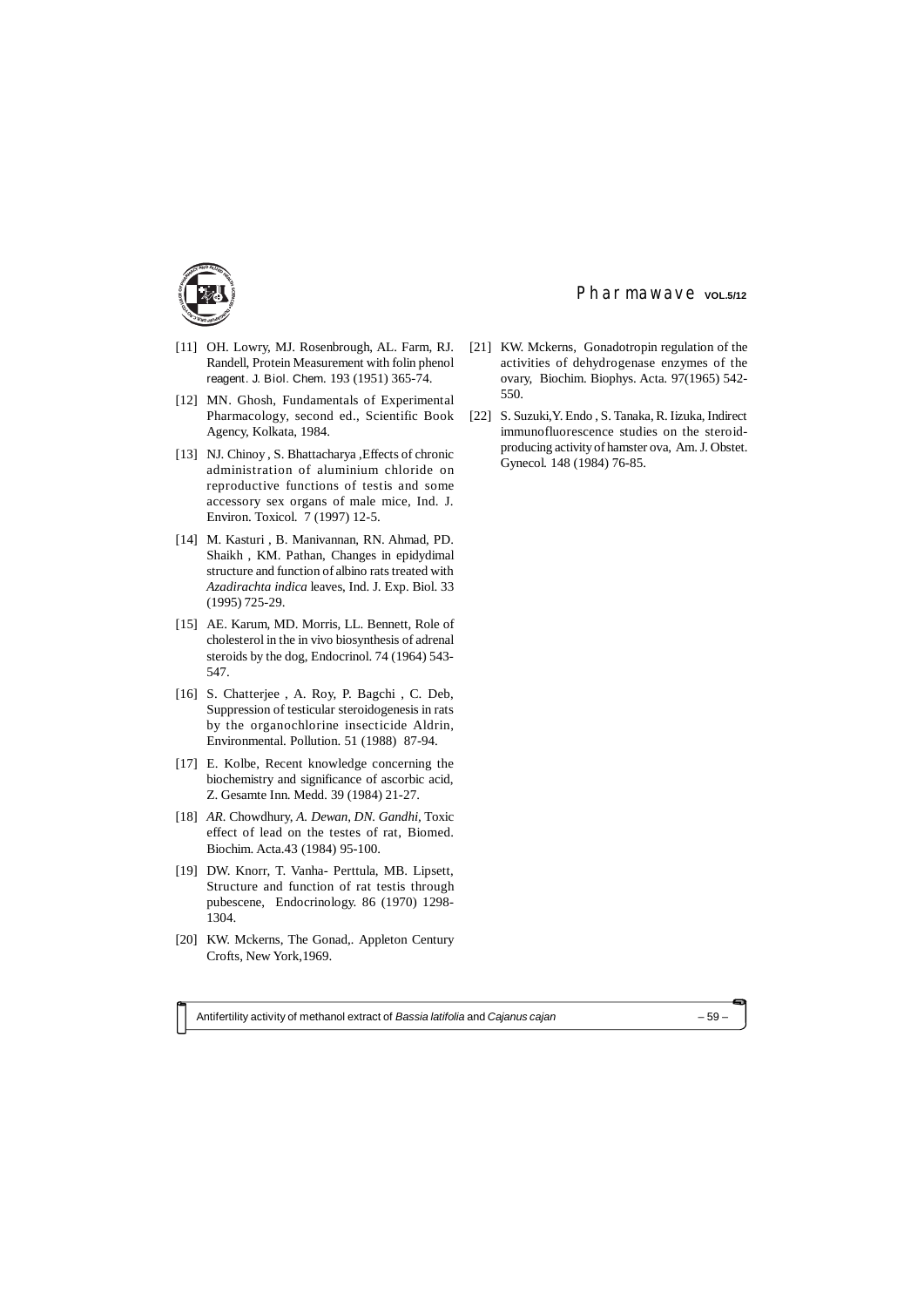[11] OH. Lowry, MJ. Rosenbrough, AL. Farm, RJ. Randell, Protein Measurement with folin phenol reagent. J. Biol. Chem. 193 (1951) 365-74.

[12] MN. Ghosh, Fundamentals of Experimental Pharmacology, second ed., Scientific Book Agency, Kolkata, 1984.

[13] NJ. Chinoy , S. Bhattacharya ,Effects of chronic administration of aluminium chloride on reproductive functions of testis and some accessory sex organs of male mice, Ind. J. Environ. Toxicol. 7 (1997) 12-5.

[14] M. Kasturi , B. Manivannan, RN. Ahmad, PD. Shaikh , KM. Pathan, Changes in epidydimal structure and function of albino rats treated with *Azadirachta indica* leaves, Ind. J. Exp. Biol. 33 (1995) 725-29.

[15] AE. Karum, MD. Morris, LL. Bennett, Role of cholesterol in the in vivo biosynthesis of adrenal steroids by the dog, Endocrinol. 74 (1964) 543-547.

[16] S. Chatterjee , A. Roy, P. Bagchi , C. Deb, Suppression of testicular steroidogenesis in rats by the organochlorine insecticide Aldrin, Environmental. Pollution. 51 (1988) 87-94.

[17] E. Kolbe, Recent knowledge concerning the biochemistry and significance of ascorbic acid, Z. Gesamte Inn. Medd. 39 (1984) 21-27.

[18] *AR*. Chowdhury, *A. Dewan, DN. Gandhi*, Toxic effect of lead on the testes of rat, Biomed. Biochim. Acta.43 (1984) 95-100.

[19] DW. Knorr, T. Vanha- Perttula, MB. Lipsett, Structure and function of rat testis through pubescene, Endocrinology. 86 (1970) 1298-1304.

[20] KW. Mckerns, The Gonad,. Appleton Century Crofts, New York,1969.

[21] KW. Mckerns, Gonadotropin regulation of the activities of dehydrogenase enzymes of the ovary, Biochim. Biophys. Acta. 97(1965) 542-550.

[22] S. Suzuki,Y. Endo , S. Tanaka, R. Iizuka, Indirect immunofluorescence studies on the steroid-producing activity of hamster ova, Am. J. Obstet. Gynecol. 148 (1984) 76-85.